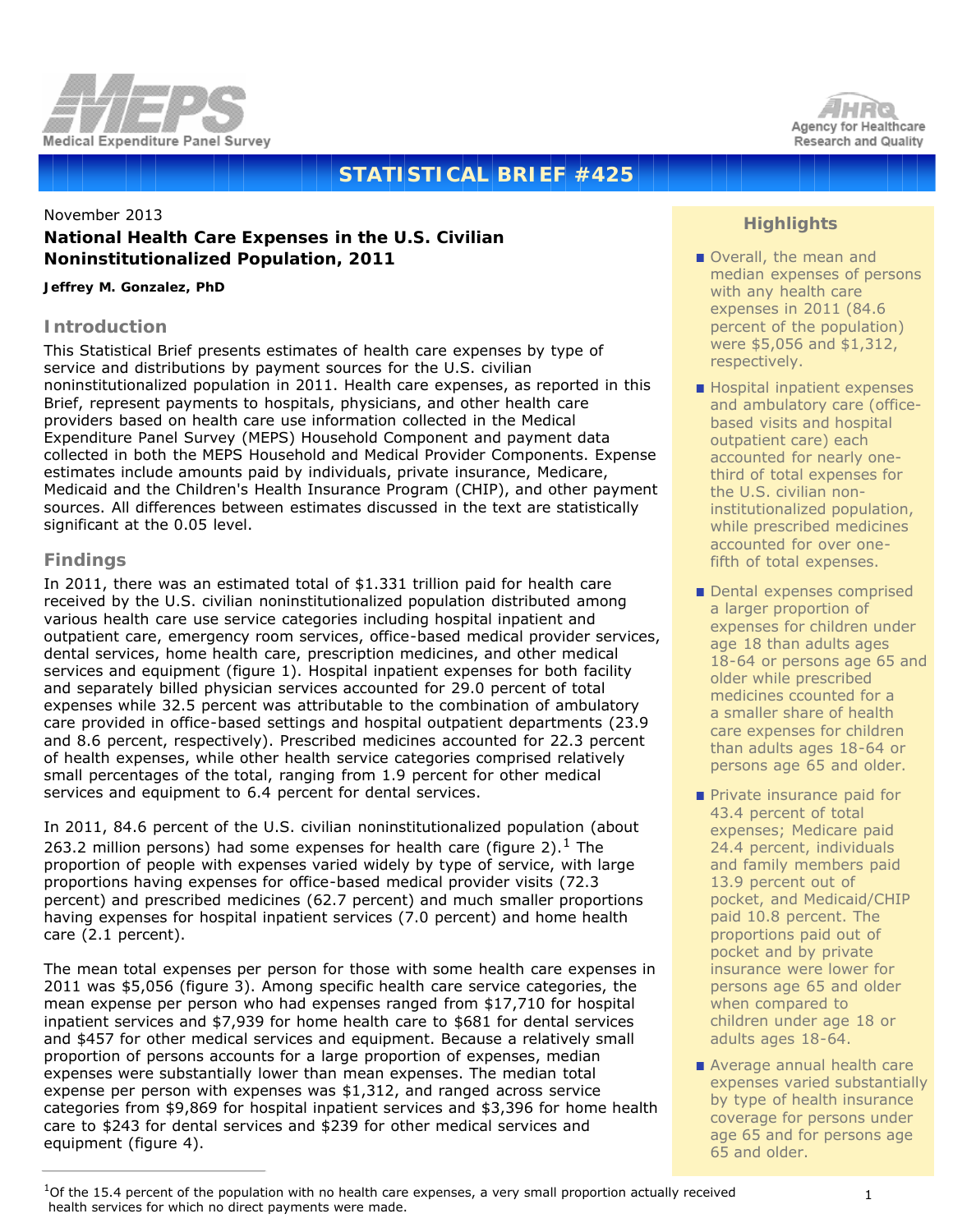STATISTICAL BRIEF #425

November 2013

## National Health Care Expenses in the U.S. Civilian Noninstitutionalized Population, 2011

**Jeffrey M. Gonzalez, PhD**

### Introduction

This Statistical Brief presents estimates of health care expenses by type of service and distributions by payment sources for the U.S. civilian noninstitutionalized population in 2011. Health care expenses, as reported in this Brief, represent payments to hospitals, physicians, and other health care providers based on health care use information collected in the Medical Expenditure Panel Survey (MEPS) Household Component and payment data collected in both the MEPS Household and Medical Provider Components. Expense estimates include amounts paid by individuals, private insurance, Medicare, Medicaid and the Children's Health Insurance Program (CHIP), and other payment sources. All differences between estimates discussed in the text are statistically significant at the 0.05 level.

### Findings

In 2011, there was an estimated total of $1.331 trillion paid for health care received by the U.S. civilian noninstitutionalized population distributed among various health care use service categories including hospital inpatient and outpatient care, emergency room services, office-based medical provider services, dental services, home health care, prescription medicines, and other medical services and equipment (figure 1). Hospital inpatient expenses for both facility and separately billed physician services accounted for 29.0 percent of total expenses while 32.5 percent was attributable to the combination of ambulatory care provided in office-based settings and hospital outpatient departments (23.9 and 8.6 percent, respectively). Prescribed medicines accounted for 22.3 percent of health expenses, while other health service categories comprised relatively small percentages of the total, ranging from 1.9 percent for other medical services and equipment to 6.4 percent for dental services.

In 2011, 84.6 percent of the U.S. civilian noninstitutionalized population (about 263.2 million persons) had some expenses for health care (figure 2).[1] The proportion of people with expenses varied widely by type of service, with large proportions having expenses for office-based medical provider visits (72.3 percent) and prescribed medicines (62.7 percent) and much smaller proportions having expenses for hospital inpatient services (7.0 percent) and home health care (2.1 percent).

The mean total expenses per person for those with some health care expenses in 2011 was $5,056 (figure 3). Among specific health care service categories, the mean expense per person who had expenses ranged from $17,710 for hospital inpatient services and $7,939 for home health care to $681 for dental services and $457 for other medical services and equipment. Because a relatively small proportion of persons accounts for a large proportion of expenses, median expenses were substantially lower than mean expenses. The median total expense per person with expenses was $1,312, and ranged across service categories from $9,869 for hospital inpatient services and $3,396 for home health care to $243 for dental services and $239 for other medical services and equipment (figure 4).

### Highlights

- Overall, the mean and median expenses of persons with any health care expenses in 2011 (84.6 percent of the population) were $5,056 and $1,312, respectively.
- Hospital inpatient expenses and ambulatory care (office-based visits and hospital outpatient care) each accounted for nearly one-third of total expenses for the U.S. civilian non-institutionalized population, while prescribed medicines accounted for over one-fifth of total expenses.
- Dental expenses comprised a larger proportion of expenses for children under age 18 than adults ages 18-64 or persons age 65 and older while prescribed medicines ccounted for a a smaller share of health care expenses for children than adults ages 18-64 or persons age 65 and older.
- Private insurance paid for 43.4 percent of total expenses; Medicare paid 24.4 percent, individuals and family members paid 13.9 percent out of pocket, and Medicaid/CHIP paid 10.8 percent. The proportions paid out of pocket and by private insurance were lower for persons age 65 and older when compared to children under age 18 or adults ages 18-64.
- Average annual health care expenses varied substantially by type of health insurance coverage for persons under age 65 and for persons age 65 and older.

---

[1] Of the 15.4 percent of the population with no health care expenses, a very small proportion actually received health services for which no direct payments were made.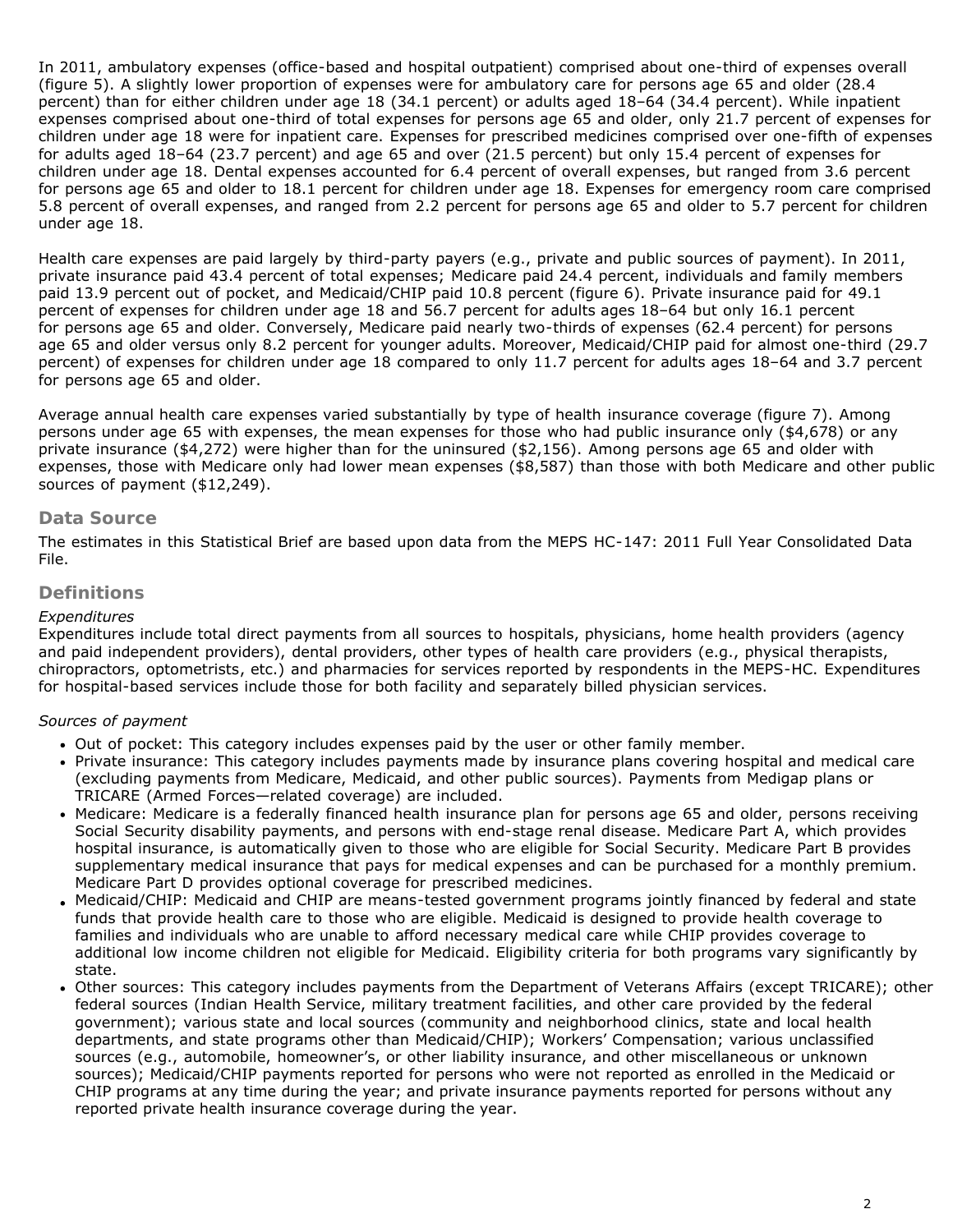In 2011, ambulatory expenses (office-based and hospital outpatient) comprised about one-third of expenses overall (figure 5). A slightly lower proportion of expenses were for ambulatory care for persons age 65 and older (28.4 percent) than for either children under age 18 (34.1 percent) or adults aged 18–64 (34.4 percent). While inpatient expenses comprised about one-third of total expenses for persons age 65 and older, only 21.7 percent of expenses for children under age 18 were for inpatient care. Expenses for prescribed medicines comprised over one-fifth of expenses for adults aged 18–64 (23.7 percent) and age 65 and over (21.5 percent) but only 15.4 percent of expenses for children under age 18. Dental expenses accounted for 6.4 percent of overall expenses, but ranged from 3.6 percent for persons age 65 and older to 18.1 percent for children under age 18. Expenses for emergency room care comprised 5.8 percent of overall expenses, and ranged from 2.2 percent for persons age 65 and older to 5.7 percent for children under age 18.

Health care expenses are paid largely by third-party payers (e.g., private and public sources of payment). In 2011, private insurance paid 43.4 percent of total expenses; Medicare paid 24.4 percent, individuals and family members paid 13.9 percent out of pocket, and Medicaid/CHIP paid 10.8 percent (figure 6). Private insurance paid for 49.1 percent of expenses for children under age 18 and 56.7 percent for adults ages 18–64 but only 16.1 percent for persons age 65 and older. Conversely, Medicare paid nearly two-thirds of expenses (62.4 percent) for persons age 65 and older versus only 8.2 percent for younger adults. Moreover, Medicaid/CHIP paid for almost one-third (29.7 percent) of expenses for children under age 18 compared to only 11.7 percent for adults ages 18–64 and 3.7 percent for persons age 65 and older.

Average annual health care expenses varied substantially by type of health insurance coverage (figure 7). Among persons under age 65 with expenses, the mean expenses for those who had public insurance only ($4,678) or any private insurance ($4,272) were higher than for the uninsured ($2,156). Among persons age 65 and older with expenses, those with Medicare only had lower mean expenses ($8,587) than those with both Medicare and other public sources of payment ($12,249).

## Data Source

The estimates in this Statistical Brief are based upon data from the MEPS HC-147: 2011 Full Year Consolidated Data File.

## Definitions

*Expenditures*

Expenditures include total direct payments from all sources to hospitals, physicians, home health providers (agency and paid independent providers), dental providers, other types of health care providers (e.g., physical therapists, chiropractors, optometrists, etc.) and pharmacies for services reported by respondents in the MEPS-HC. Expenditures for hospital-based services include those for both facility and separately billed physician services.

*Sources of payment*

- Out of pocket: This category includes expenses paid by the user or other family member.
- Private insurance: This category includes payments made by insurance plans covering hospital and medical care (excluding payments from Medicare, Medicaid, and other public sources). Payments from Medigap plans or TRICARE (Armed Forces—related coverage) are included.
- Medicare: Medicare is a federally financed health insurance plan for persons age 65 and older, persons receiving Social Security disability payments, and persons with end-stage renal disease. Medicare Part A, which provides hospital insurance, is automatically given to those who are eligible for Social Security. Medicare Part B provides supplementary medical insurance that pays for medical expenses and can be purchased for a monthly premium. Medicare Part D provides optional coverage for prescribed medicines.
- Medicaid/CHIP: Medicaid and CHIP are means-tested government programs jointly financed by federal and state funds that provide health care to those who are eligible. Medicaid is designed to provide health coverage to families and individuals who are unable to afford necessary medical care while CHIP provides coverage to additional low income children not eligible for Medicaid. Eligibility criteria for both programs vary significantly by state.
- Other sources: This category includes payments from the Department of Veterans Affairs (except TRICARE); other federal sources (Indian Health Service, military treatment facilities, and other care provided by the federal government); various state and local sources (community and neighborhood clinics, state and local health departments, and state programs other than Medicaid/CHIP); Workers' Compensation; various unclassified sources (e.g., automobile, homeowner's, or other liability insurance, and other miscellaneous or unknown sources); Medicaid/CHIP payments reported for persons who were not reported as enrolled in the Medicaid or CHIP programs at any time during the year; and private insurance payments reported for persons without any reported private health insurance coverage during the year.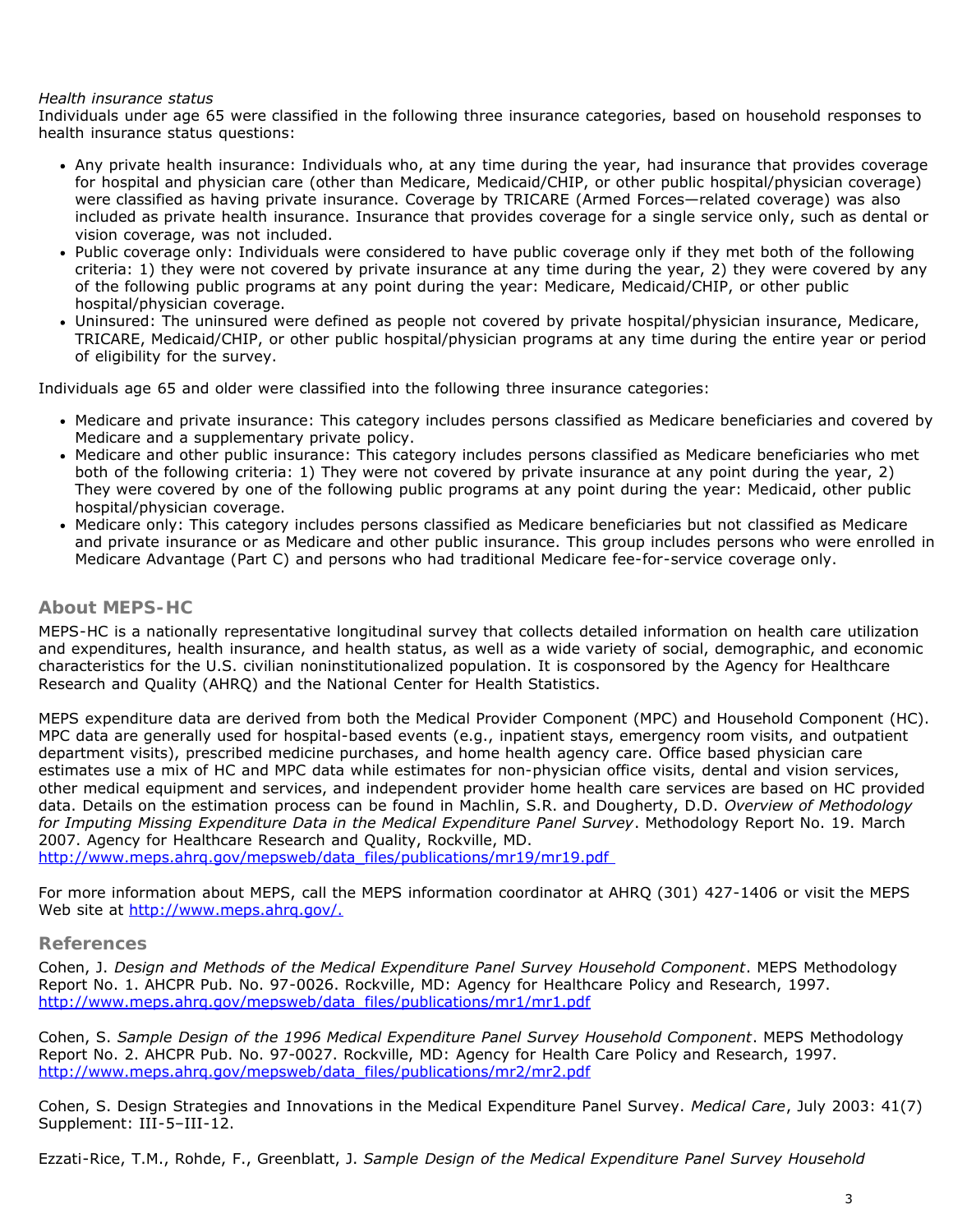*Health insurance status*
Individuals under age 65 were classified in the following three insurance categories, based on household responses to health insurance status questions:

- Any private health insurance: Individuals who, at any time during the year, had insurance that provides coverage for hospital and physician care (other than Medicare, Medicaid/CHIP, or other public hospital/physician coverage) were classified as having private insurance. Coverage by TRICARE (Armed Forces—related coverage) was also included as private health insurance. Insurance that provides coverage for a single service only, such as dental or vision coverage, was not included.
- Public coverage only: Individuals were considered to have public coverage only if they met both of the following criteria: 1) they were not covered by private insurance at any time during the year, 2) they were covered by any of the following public programs at any point during the year: Medicare, Medicaid/CHIP, or other public hospital/physician coverage.
- Uninsured: The uninsured were defined as people not covered by private hospital/physician insurance, Medicare, TRICARE, Medicaid/CHIP, or other public hospital/physician programs at any time during the entire year or period of eligibility for the survey.

Individuals age 65 and older were classified into the following three insurance categories:

- Medicare and private insurance: This category includes persons classified as Medicare beneficiaries and covered by Medicare and a supplementary private policy.
- Medicare and other public insurance: This category includes persons classified as Medicare beneficiaries who met both of the following criteria: 1) They were not covered by private insurance at any point during the year, 2) They were covered by one of the following public programs at any point during the year: Medicaid, other public hospital/physician coverage.
- Medicare only: This category includes persons classified as Medicare beneficiaries but not classified as Medicare and private insurance or as Medicare and other public insurance. This group includes persons who were enrolled in Medicare Advantage (Part C) and persons who had traditional Medicare fee-for-service coverage only.

## About MEPS-HC

MEPS-HC is a nationally representative longitudinal survey that collects detailed information on health care utilization and expenditures, health insurance, and health status, as well as a wide variety of social, demographic, and economic characteristics for the U.S. civilian noninstitutionalized population. It is cosponsored by the Agency for Healthcare Research and Quality (AHRQ) and the National Center for Health Statistics.

MEPS expenditure data are derived from both the Medical Provider Component (MPC) and Household Component (HC). MPC data are generally used for hospital-based events (e.g., inpatient stays, emergency room visits, and outpatient department visits), prescribed medicine purchases, and home health agency care. Office based physician care estimates use a mix of HC and MPC data while estimates for non-physician office visits, dental and vision services, other medical equipment and services, and independent provider home health care services are based on HC provided data. Details on the estimation process can be found in Machlin, S.R. and Dougherty, D.D. *Overview of Methodology for Imputing Missing Expenditure Data in the Medical Expenditure Panel Survey*. Methodology Report No. 19. March 2007. Agency for Healthcare Research and Quality, Rockville, MD.
http://www.meps.ahrq.gov/mepsweb/data_files/publications/mr19/mr19.pdf

For more information about MEPS, call the MEPS information coordinator at AHRQ (301) 427-1406 or visit the MEPS Web site at http://www.meps.ahrq.gov/.

## References

Cohen, J. *Design and Methods of the Medical Expenditure Panel Survey Household Component*. MEPS Methodology Report No. 1. AHCPR Pub. No. 97-0026. Rockville, MD: Agency for Healthcare Policy and Research, 1997.
http://www.meps.ahrq.gov/mepsweb/data_files/publications/mr1/mr1.pdf

Cohen, S. *Sample Design of the 1996 Medical Expenditure Panel Survey Household Component*. MEPS Methodology Report No. 2. AHCPR Pub. No. 97-0027. Rockville, MD: Agency for Health Care Policy and Research, 1997.
http://www.meps.ahrq.gov/mepsweb/data_files/publications/mr2/mr2.pdf

Cohen, S. Design Strategies and Innovations in the Medical Expenditure Panel Survey. *Medical Care*, July 2003: 41(7) Supplement: III-5–III-12.

Ezzati-Rice, T.M., Rohde, F., Greenblatt, J. *Sample Design of the Medical Expenditure Panel Survey Household*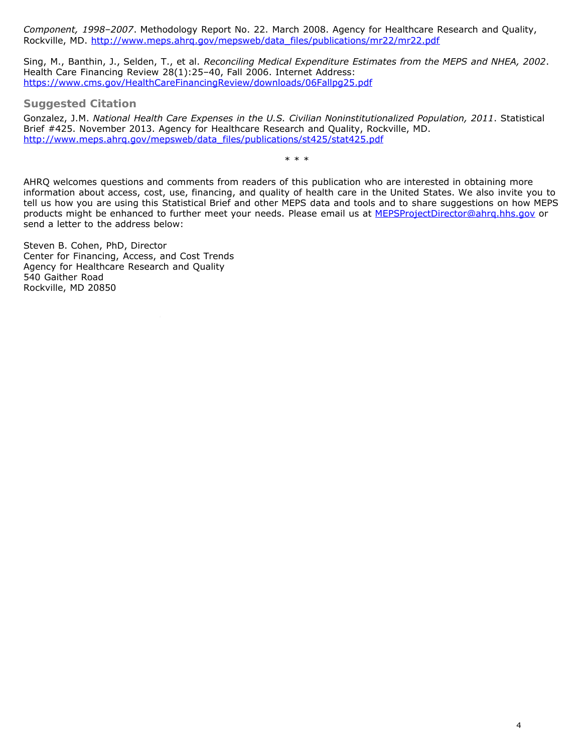*Component, 1998–2007*. Methodology Report No. 22. March 2008. Agency for Healthcare Research and Quality, Rockville, MD. http://www.meps.ahrq.gov/mepsweb/data_files/publications/mr22/mr22.pdf

Sing, M., Banthin, J., Selden, T., et al. *Reconciling Medical Expenditure Estimates from the MEPS and NHEA, 2002*. Health Care Financing Review 28(1):25–40, Fall 2006. Internet Address: https://www.cms.gov/HealthCareFinancingReview/downloads/06Fallpg25.pdf

## Suggested Citation

Gonzalez, J.M. *National Health Care Expenses in the U.S. Civilian Noninstitutionalized Population, 2011*. Statistical Brief #425. November 2013. Agency for Healthcare Research and Quality, Rockville, MD. http://www.meps.ahrq.gov/mepsweb/data_files/publications/st425/stat425.pdf

\* \* \*

AHRQ welcomes questions and comments from readers of this publication who are interested in obtaining more information about access, cost, use, financing, and quality of health care in the United States. We also invite you to tell us how you are using this Statistical Brief and other MEPS data and tools and to share suggestions on how MEPS products might be enhanced to further meet your needs. Please email us at MEPSProjectDirector@ahrq.hhs.gov or send a letter to the address below:

Steven B. Cohen, PhD, Director
Center for Financing, Access, and Cost Trends
Agency for Healthcare Research and Quality
540 Gaither Road
Rockville, MD 20850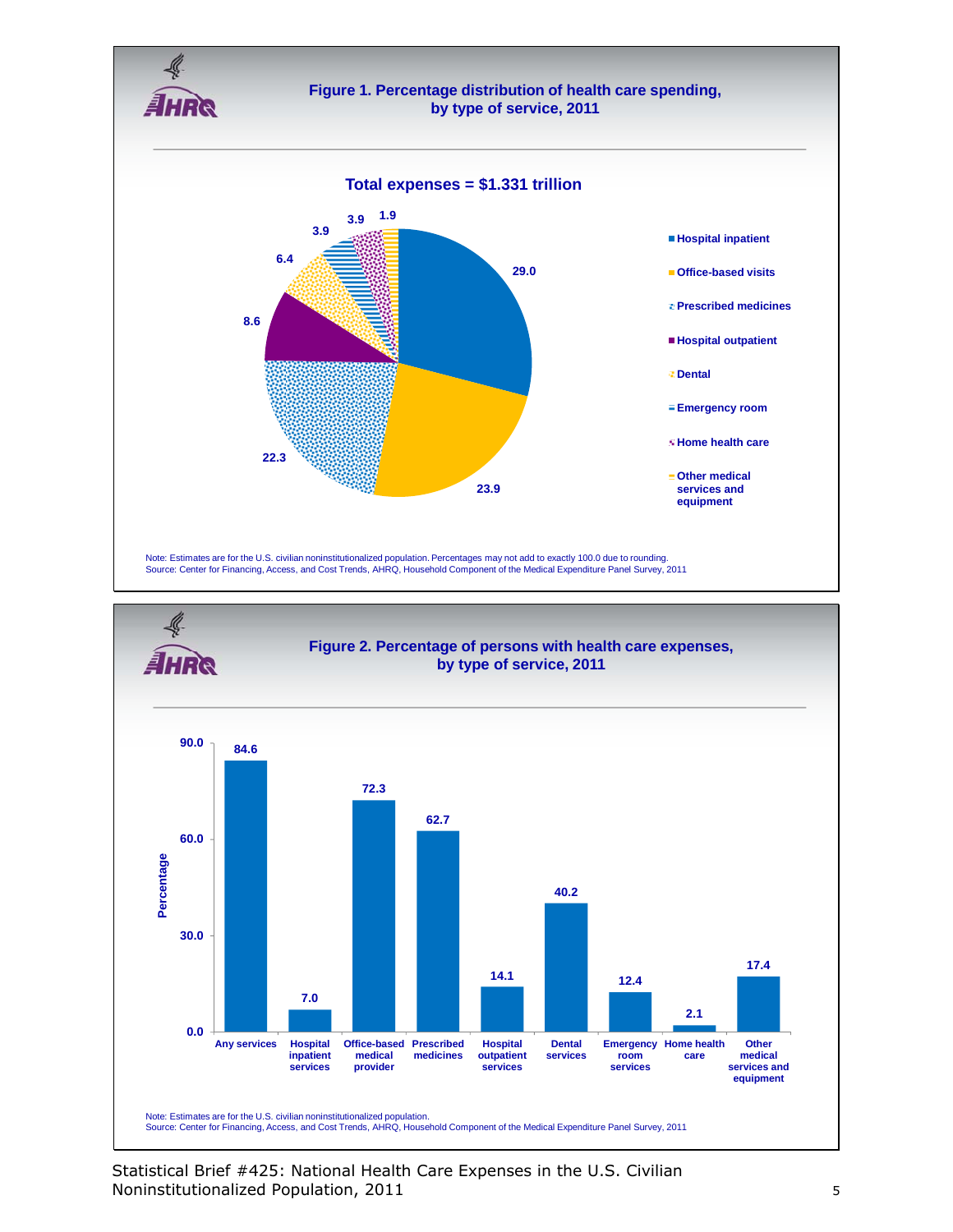## Figure 1. Percentage distribution of health care spending, by type of service, 2011

Total expenses = $1.331 trillion

29.0
23.9
22.3
8.6
6.4
3.9
3.9
1.9

Hospital inpatient
Office-based visits
Prescribed medicines
Hospital outpatient
Dental
Emergency room
Home health care
Other medical services and equipment

Note: Estimates are for the U.S. civilian noninstitutionalized population. Percentages may not add to exactly 100.0 due to rounding.
Source: Center for Financing, Access, and Cost Trends, AHRQ, Household Component of the Medical Expenditure Panel Survey, 2011

## Figure 2. Percentage of persons with health care expenses, by type of service, 2011

Percentage

90.0
60.0
30.0
0.0

84.6
7.0
72.3
62.7
14.1
40.2
12.4
2.1
17.4

Any services
Hospital inpatient services
Office-based medical provider
Prescribed medicines
Hospital outpatient services
Dental services
Emergency room services
Home health care
Other medical services and equipment

Note: Estimates are for the U.S. civilian noninstitutionalized population.
Source: Center for Financing, Access, and Cost Trends, AHRQ, Household Component of the Medical Expenditure Panel Survey, 2011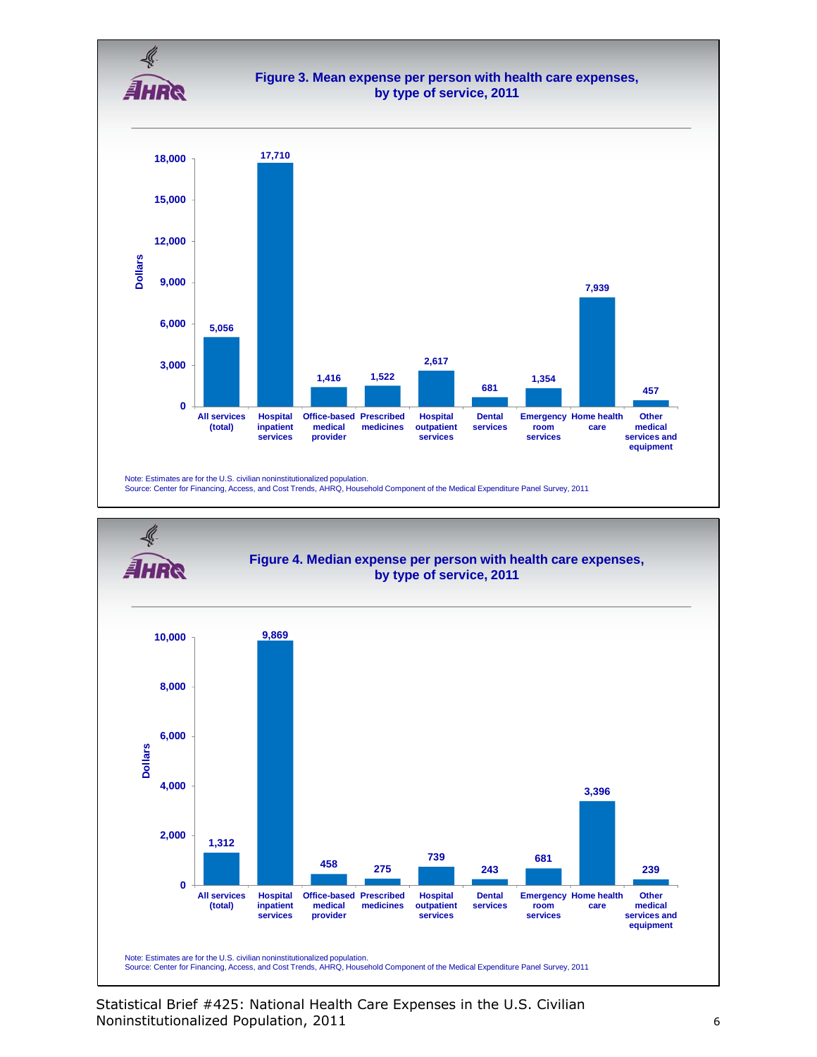**Figure 3. Mean expense per person with health care expenses, by type of service, 2011**

Dollars

18,000
15,000
12,000
9,000
6,000
3,000
0

All services (total): 5,056
Hospital inpatient services: 17,710
Office-based medical provider: 1,416
Prescribed medicines: 1,522
Hospital outpatient services: 2,617
Dental services: 681
Emergency room services: 1,354
Home health care: 7,939
Other medical services and equipment: 457

Note: Estimates are for the U.S. civilian noninstitutionalized population.
Source: Center for Financing, Access, and Cost Trends, AHRQ, Household Component of the Medical Expenditure Panel Survey, 2011

**Figure 4. Median expense per person with health care expenses, by type of service, 2011**

Dollars

10,000
8,000
6,000
4,000
2,000
0

All services (total): 1,312
Hospital inpatient services: 9,869
Office-based medical provider: 458
Prescribed medicines: 275
Hospital outpatient services: 739
Dental services: 243
Emergency room services: 681
Home health care: 3,396
Other medical services and equipment: 239

Note: Estimates are for the U.S. civilian noninstitutionalized population.
Source: Center for Financing, Access, and Cost Trends, AHRQ, Household Component of the Medical Expenditure Panel Survey, 2011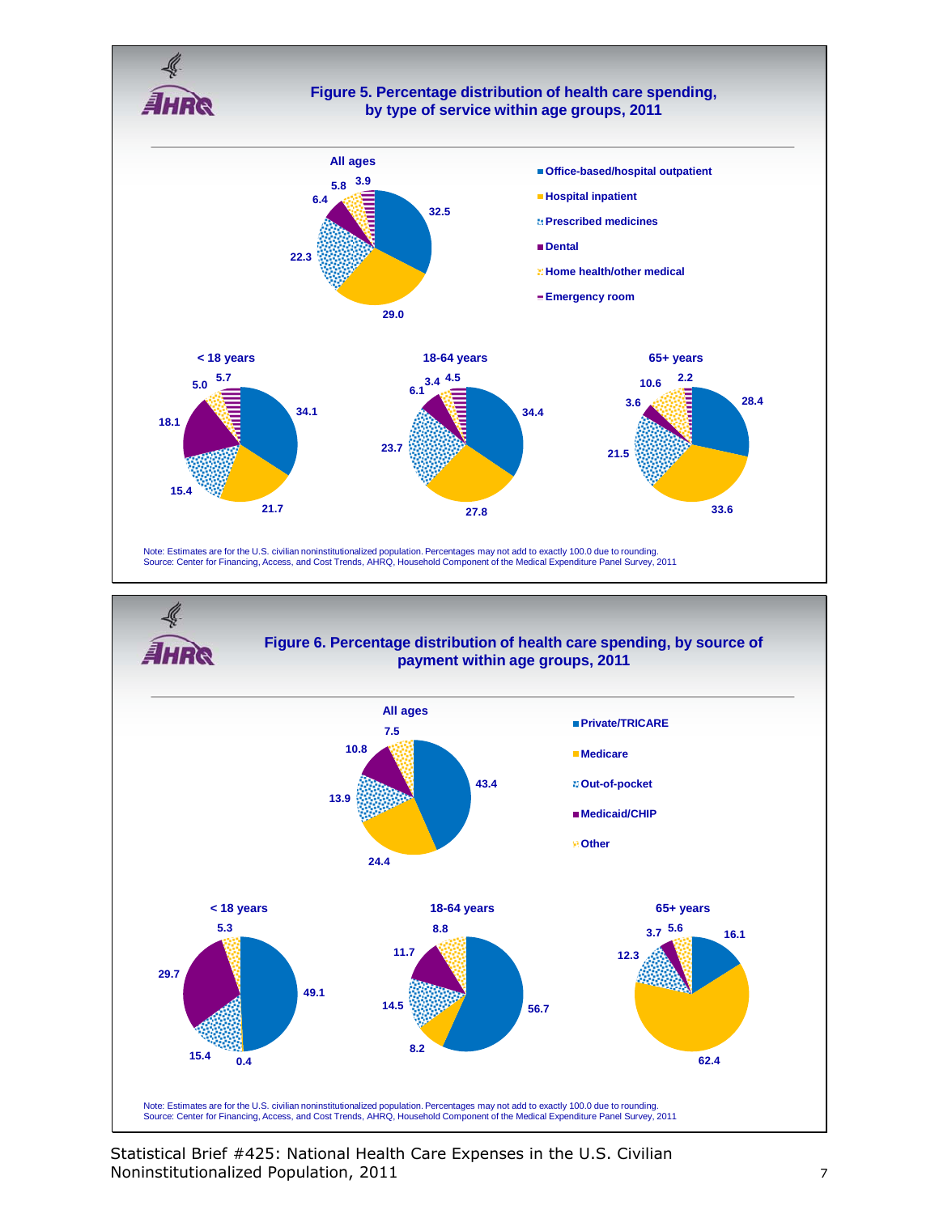## Figure 5. Percentage distribution of health care spending, by type of service within age groups, 2011

All ages

- Office-based/hospital outpatient
- Hospital inpatient
- Prescribed medicines
- Dental
- Home health/other medical
- Emergency room

32.5
29.0
22.3
6.4
5.8
3.9

< 18 years

34.1
21.7
15.4
18.1
5.0
5.7

18-64 years

34.4
27.8
23.7
6.1
3.4
4.5

65+ years

28.4
33.6
21.5
3.6
10.6
2.2

Note: Estimates are for the U.S. civilian noninstitutionalized population. Percentages may not add to exactly 100.0 due to rounding.
Source: Center for Financing, Access, and Cost Trends, AHRQ, Household Component of the Medical Expenditure Panel Survey, 2011

## Figure 6. Percentage distribution of health care spending, by source of payment within age groups, 2011

All ages

- Private/TRICARE
- Medicare
- Out-of-pocket
- Medicaid/CHIP
- Other

43.4
24.4
13.9
10.8
7.5

< 18 years

49.1
0.4
15.4
29.7
5.3

18-64 years

56.7
8.2
14.5
11.7
8.8

65+ years

16.1
62.4
12.3
3.7
5.6

Note: Estimates are for the U.S. civilian noninstitutionalized population. Percentages may not add to exactly 100.0 due to rounding.
Source: Center for Financing, Access, and Cost Trends, AHRQ, Household Component of the Medical Expenditure Panel Survey, 2011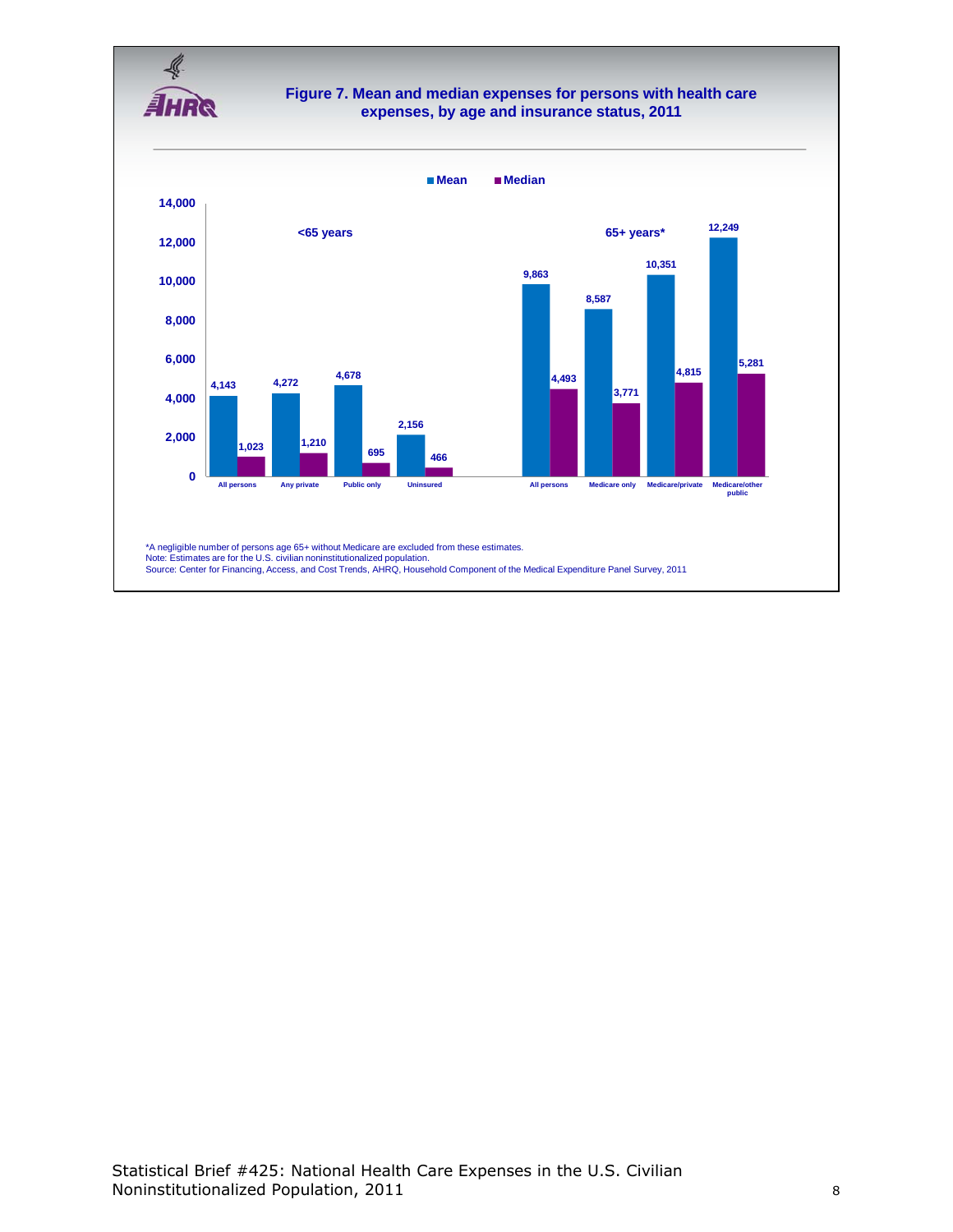**Figure 7. Mean and median expenses for persons with health care expenses, by age and insurance status, 2011**

Mean
Median

14,000
12,000
10,000
8,000
6,000
4,000
2,000
0

<65 years

4,143
1,023
All persons

4,272
1,210
Any private

4,678
695
Public only

2,156
466
Uninsured

65+ years*

9,863
4,493
All persons

8,587
3,771
Medicare only

10,351
4,815
Medicare/private

12,249
5,281
Medicare/other public

*A negligible number of persons age 65+ without Medicare are excluded from these estimates.
Note: Estimates are for the U.S. civilian noninstitutionalized population.
Source: Center for Financing, Access, and Cost Trends, AHRQ, Household Component of the Medical Expenditure Panel Survey, 2011